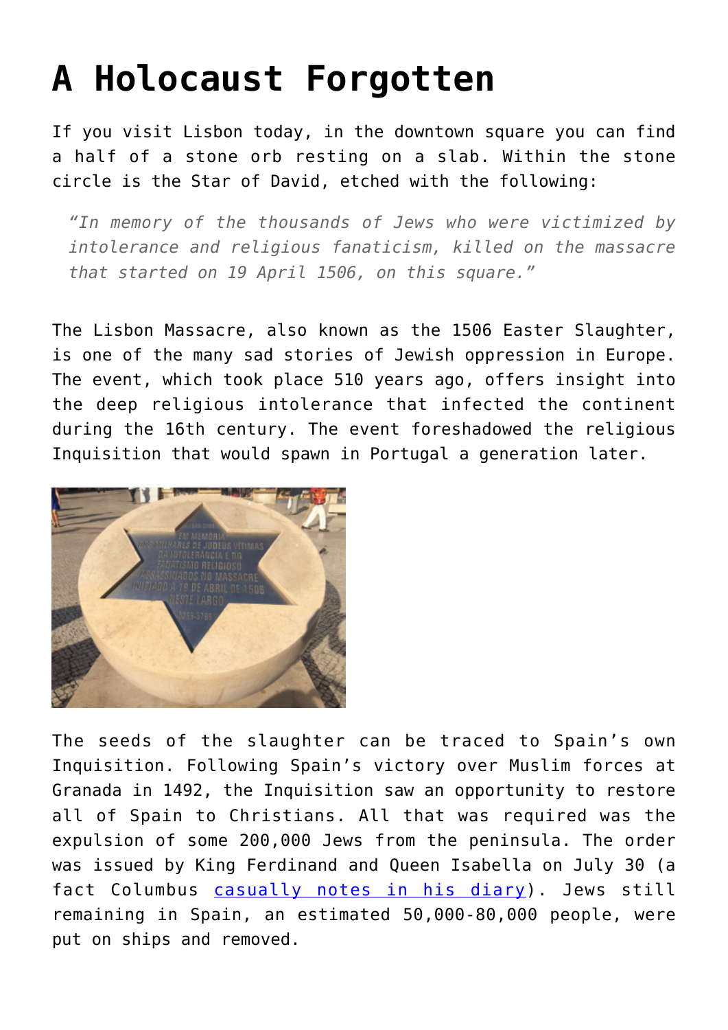# A Holocaust Forgotten

If you visit Lisbon today, in the downtown square you can find a half of a stone orb resting on a slab. Within the stone circle is the Star of David, etched with the following:

> *"In memory of the thousands of Jews who were victimized by intolerance and religious fanaticism, killed on the massacre that started on 19 April 1506, on this square."*

The Lisbon Massacre, also known as the 1506 Easter Slaughter, is one of the many sad stories of Jewish oppression in Europe. The event, which took place 510 years ago, offers insight into the deep religious intolerance that infected the continent during the 16th century. The event foreshadowed the religious Inquisition that would spawn in Portugal a generation later.

The seeds of the slaughter can be traced to Spain's own Inquisition. Following Spain's victory over Muslim forces at Granada in 1492, the Inquisition saw an opportunity to restore all of Spain to Christians. All that was required was the expulsion of some 200,000 Jews from the peninsula. The order was issued by King Ferdinand and Queen Isabella on July 30 (a fact Columbus casually notes in his diary). Jews still remaining in Spain, an estimated 50,000-80,000 people, were put on ships and removed.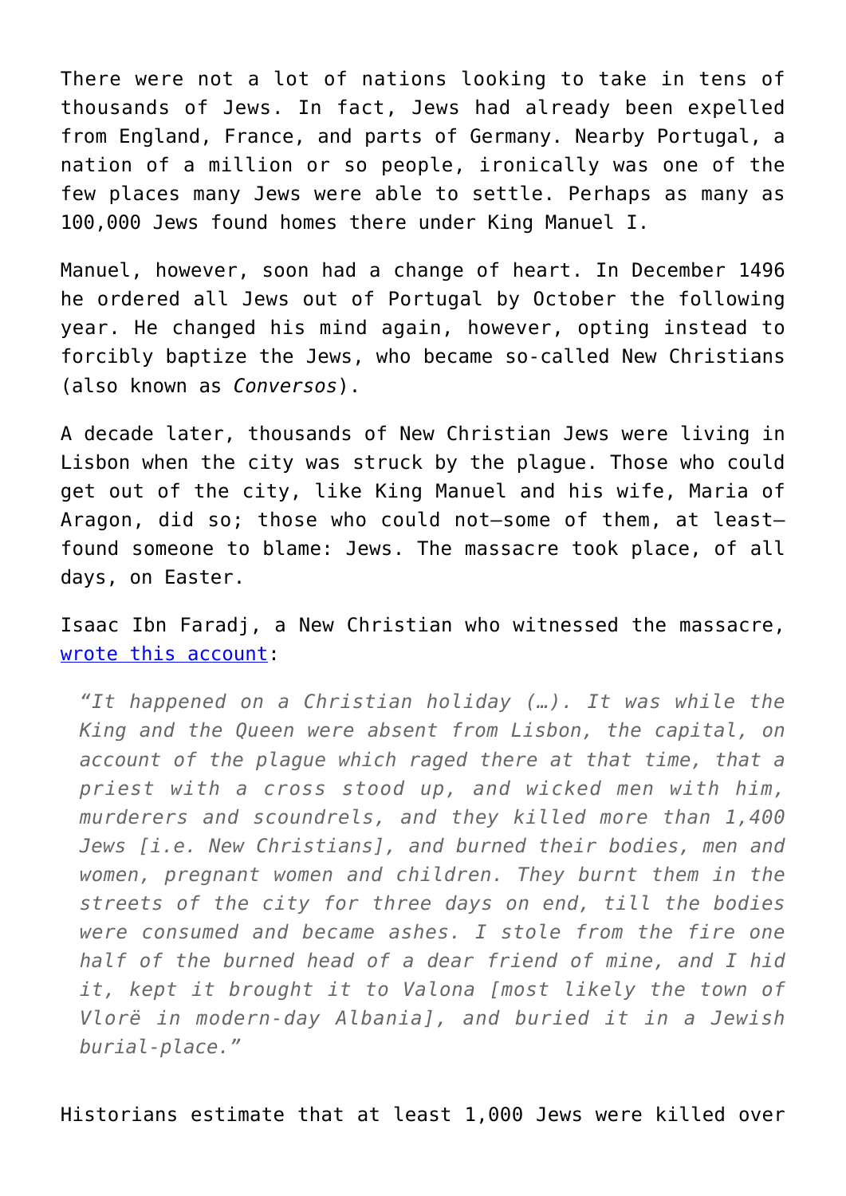There were not a lot of nations looking to take in tens of thousands of Jews. In fact, Jews had already been expelled from England, France, and parts of Germany. Nearby Portugal, a nation of a million or so people, ironically was one of the few places many Jews were able to settle. Perhaps as many as 100,000 Jews found homes there under King Manuel I.

Manuel, however, soon had a change of heart. In December 1496 he ordered all Jews out of Portugal by October the following year. He changed his mind again, however, opting instead to forcibly baptize the Jews, who became so-called New Christians (also known as *Conversos*).

A decade later, thousands of New Christian Jews were living in Lisbon when the city was struck by the plague. Those who could get out of the city, like King Manuel and his wife, Maria of Aragon, did so; those who could not—some of them, at least—found someone to blame: Jews. The massacre took place, of all days, on Easter.

Isaac Ibn Faradj, a New Christian who witnessed the massacre, wrote this account:

> *"It happened on a Christian holiday (…). It was while the King and the Queen were absent from Lisbon, the capital, on account of the plague which raged there at that time, that a priest with a cross stood up, and wicked men with him, murderers and scoundrels, and they killed more than 1,400 Jews [i.e. New Christians], and burned their bodies, men and women, pregnant women and children. They burnt them in the streets of the city for three days on end, till the bodies were consumed and became ashes. I stole from the fire one half of the burned head of a dear friend of mine, and I hid it, kept it brought it to Valona [most likely the town of Vlorë in modern-day Albania], and buried it in a Jewish burial-place."*

Historians estimate that at least 1,000 Jews were killed over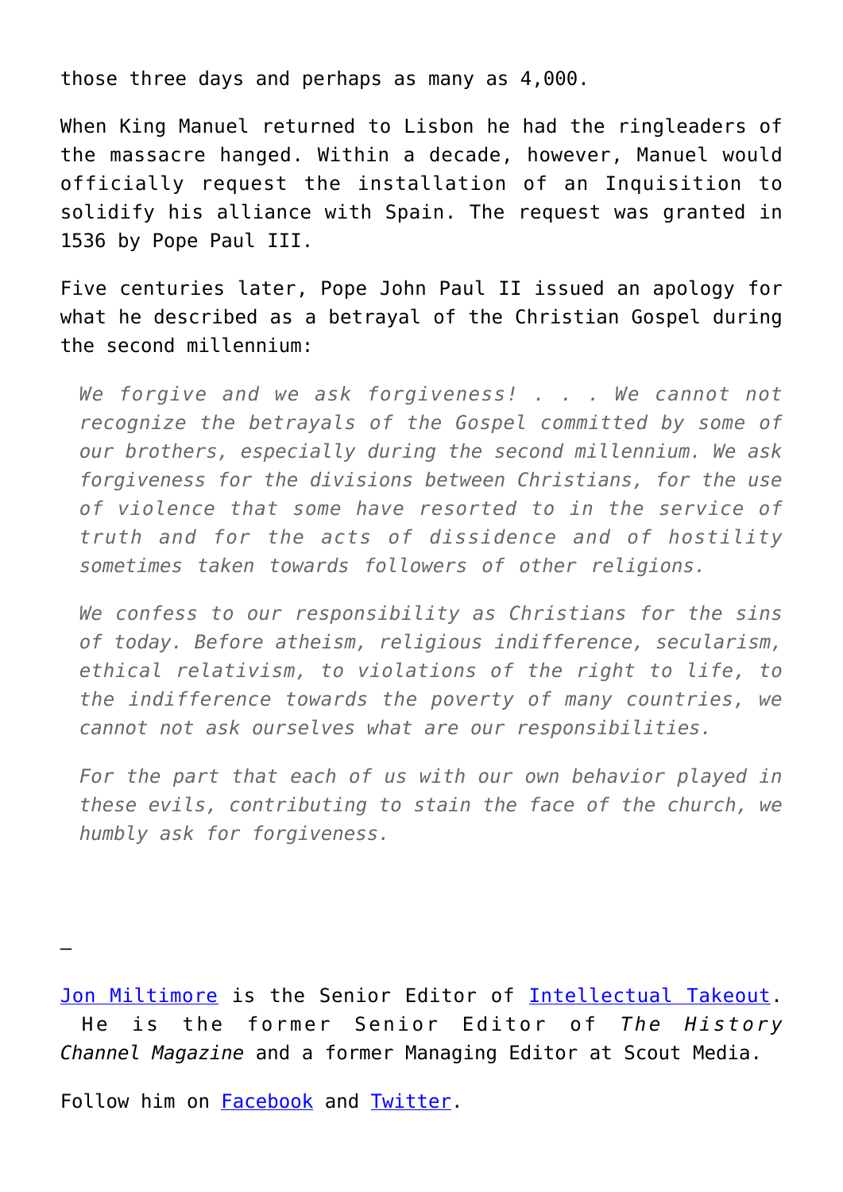those three days and perhaps as many as 4,000.

When King Manuel returned to Lisbon he had the ringleaders of the massacre hanged. Within a decade, however, Manuel would officially request the installation of an Inquisition to solidify his alliance with Spain. The request was granted in 1536 by Pope Paul III.

Five centuries later, Pope John Paul II issued an apology for what he described as a betrayal of the Christian Gospel during the second millennium:

> *We forgive and we ask forgiveness! . . . We cannot not recognize the betrayals of the Gospel committed by some of our brothers, especially during the second millennium. We ask forgiveness for the divisions between Christians, for the use of violence that some have resorted to in the service of truth and for the acts of dissidence and of hostility sometimes taken towards followers of other religions.*
>
> *We confess to our responsibility as Christians for the sins of today. Before atheism, religious indifference, secularism, ethical relativism, to violations of the right to life, to the indifference towards the poverty of many countries, we cannot not ask ourselves what are our responsibilities.*
>
> *For the part that each of us with our own behavior played in these evils, contributing to stain the face of the church, we humbly ask for forgiveness.*

—

Jon Miltimore is the Senior Editor of Intellectual Takeout. He is the former Senior Editor of *The History Channel Magazine* and a former Managing Editor at Scout Media.

Follow him on Facebook and Twitter.